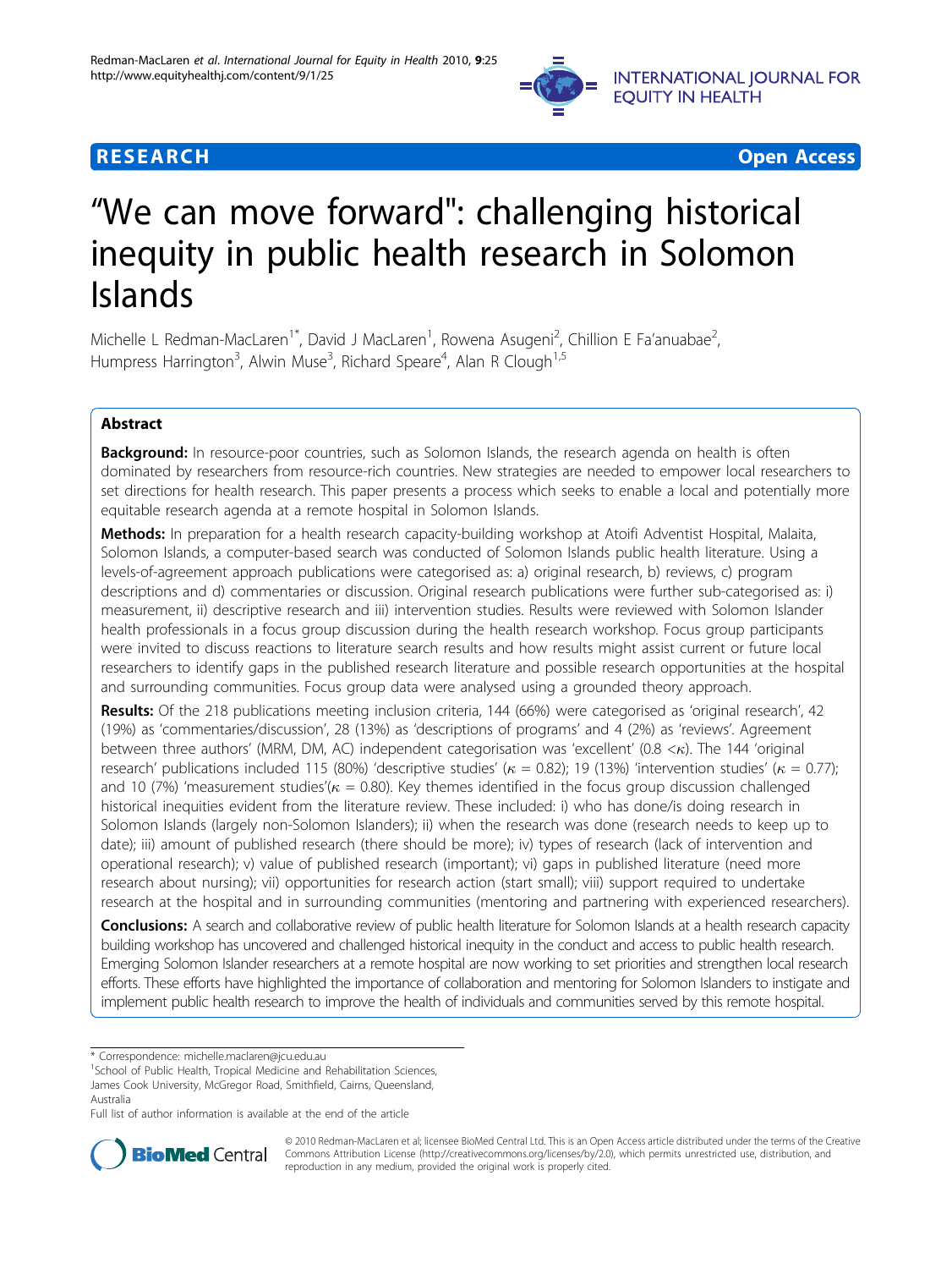**RESEARCH** **Open Access**

# "We can move forward": challenging historical inequity in public health research in Solomon Islands

Michelle L Redman-MacLaren[1*], David J MacLaren[1], Rowena Asugeni[2], Chillion E Fa'anuabae[2], Humpress Harrington[3], Alwin Muse[3], Richard Speare[4], Alan R Clough[1,5]

## Abstract

**Background:** In resource-poor countries, such as Solomon Islands, the research agenda on health is often dominated by researchers from resource-rich countries. New strategies are needed to empower local researchers to set directions for health research. This paper presents a process which seeks to enable a local and potentially more equitable research agenda at a remote hospital in Solomon Islands.

**Methods:** In preparation for a health research capacity-building workshop at Atoifi Adventist Hospital, Malaita, Solomon Islands, a computer-based search was conducted of Solomon Islands public health literature. Using a levels-of-agreement approach publications were categorised as: a) original research, b) reviews, c) program descriptions and d) commentaries or discussion. Original research publications were further sub-categorised as: i) measurement, ii) descriptive research and iii) intervention studies. Results were reviewed with Solomon Islander health professionals in a focus group discussion during the health research workshop. Focus group participants were invited to discuss reactions to literature search results and how results might assist current or future local researchers to identify gaps in the published research literature and possible research opportunities at the hospital and surrounding communities. Focus group data were analysed using a grounded theory approach.

**Results:** Of the 218 publications meeting inclusion criteria, 144 (66%) were categorised as 'original research', 42 (19%) as 'commentaries/discussion', 28 (13%) as 'descriptions of programs' and 4 (2%) as 'reviews'. Agreement between three authors' (MRM, DM, AC) independent categorisation was 'excellent' ($0.8 < \kappa$). The 144 'original research' publications included 115 (80%) 'descriptive studies' ($\kappa = 0.82$); 19 (13%) 'intervention studies' ($\kappa = 0.77$); and 10 (7%) 'measurement studies'($\kappa = 0.80$). Key themes identified in the focus group discussion challenged historical inequities evident from the literature review. These included: i) who has done/is doing research in Solomon Islands (largely non-Solomon Islanders); ii) when the research was done (research needs to keep up to date); iii) amount of published research (there should be more); iv) types of research (lack of intervention and operational research); v) value of published research (important); vi) gaps in published literature (need more research about nursing); vii) opportunities for research action (start small); viii) support required to undertake research at the hospital and in surrounding communities (mentoring and partnering with experienced researchers).

**Conclusions:** A search and collaborative review of public health literature for Solomon Islands at a health research capacity building workshop has uncovered and challenged historical inequity in the conduct and access to public health research. Emerging Solomon Islander researchers at a remote hospital are now working to set priorities and strengthen local research efforts. These efforts have highlighted the importance of collaboration and mentoring for Solomon Islanders to instigate and implement public health research to improve the health of individuals and communities served by this remote hospital.

\* Correspondence: michelle.maclaren@jcu.edu.au
[1]School of Public Health, Tropical Medicine and Rehabilitation Sciences, James Cook University, McGregor Road, Smithfield, Cairns, Queensland, Australia
Full list of author information is available at the end of the article

© 2010 Redman-MacLaren et al; licensee BioMed Central Ltd. This is an Open Access article distributed under the terms of the Creative Commons Attribution License (http://creativecommons.org/licenses/by/2.0), which permits unrestricted use, distribution, and reproduction in any medium, provided the original work is properly cited.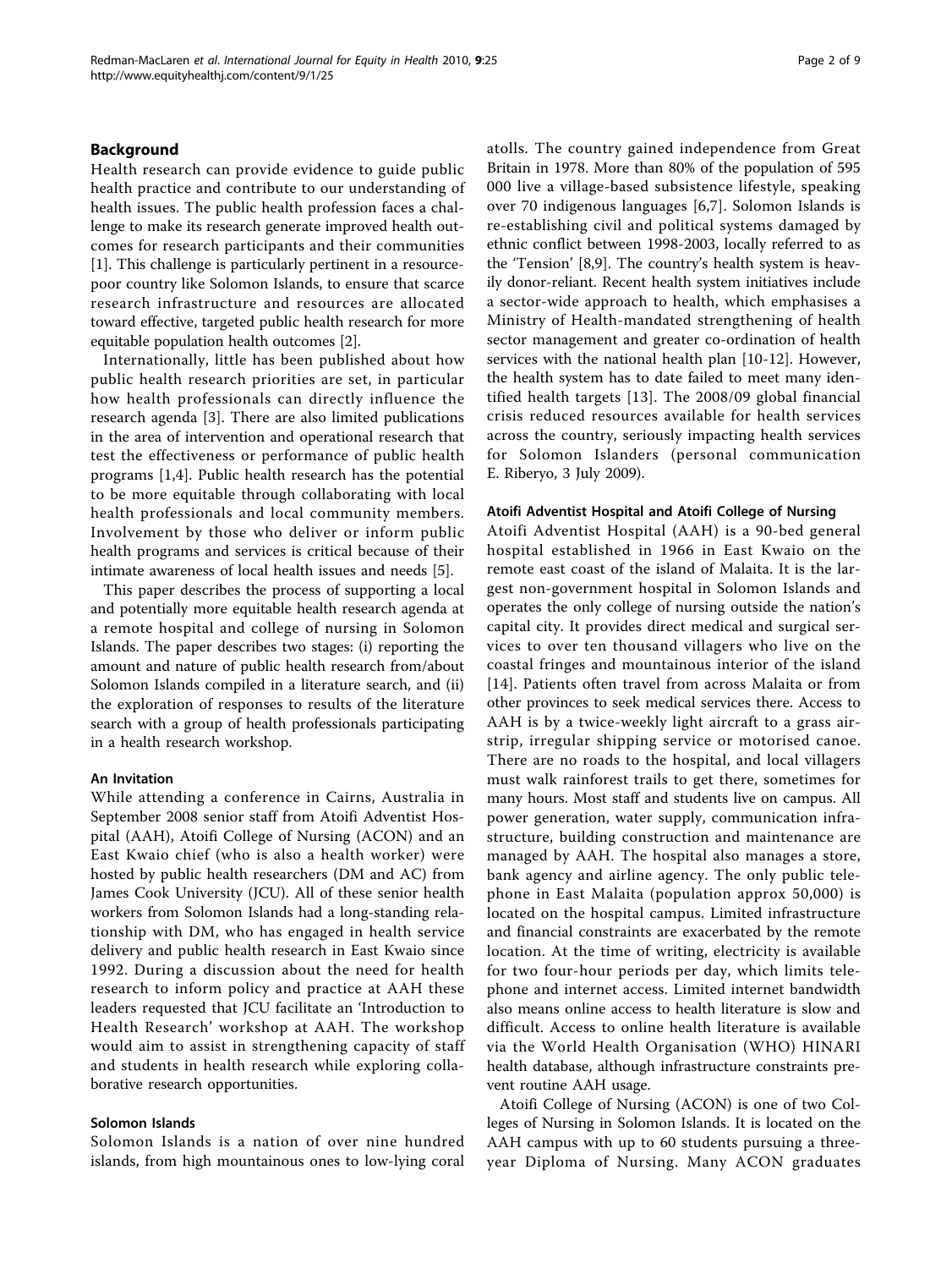## Background

Health research can provide evidence to guide public health practice and contribute to our understanding of health issues. The public health profession faces a challenge to make its research generate improved health outcomes for research participants and their communities [1]. This challenge is particularly pertinent in a resource-poor country like Solomon Islands, to ensure that scarce research infrastructure and resources are allocated toward effective, targeted public health research for more equitable population health outcomes [2].

Internationally, little has been published about how public health research priorities are set, in particular how health professionals can directly influence the research agenda [3]. There are also limited publications in the area of intervention and operational research that test the effectiveness or performance of public health programs [1,4]. Public health research has the potential to be more equitable through collaborating with local health professionals and local community members. Involvement by those who deliver or inform public health programs and services is critical because of their intimate awareness of local health issues and needs [5].

This paper describes the process of supporting a local and potentially more equitable health research agenda at a remote hospital and college of nursing in Solomon Islands. The paper describes two stages: (i) reporting the amount and nature of public health research from/about Solomon Islands compiled in a literature search, and (ii) the exploration of responses to results of the literature search with a group of health professionals participating in a health research workshop.

### An Invitation

While attending a conference in Cairns, Australia in September 2008 senior staff from Atoifi Adventist Hospital (AAH), Atoifi College of Nursing (ACON) and an East Kwaio chief (who is also a health worker) were hosted by public health researchers (DM and AC) from James Cook University (JCU). All of these senior health workers from Solomon Islands had a long-standing relationship with DM, who has engaged in health service delivery and public health research in East Kwaio since 1992. During a discussion about the need for health research to inform policy and practice at AAH these leaders requested that JCU facilitate an 'Introduction to Health Research' workshop at AAH. The workshop would aim to assist in strengthening capacity of staff and students in health research while exploring collaborative research opportunities.

### Solomon Islands

Solomon Islands is a nation of over nine hundred islands, from high mountainous ones to low-lying coral atolls. The country gained independence from Great Britain in 1978. More than 80% of the population of 595 000 live a village-based subsistence lifestyle, speaking over 70 indigenous languages [6,7]. Solomon Islands is re-establishing civil and political systems damaged by ethnic conflict between 1998-2003, locally referred to as the 'Tension' [8,9]. The country's health system is heavily donor-reliant. Recent health system initiatives include a sector-wide approach to health, which emphasises a Ministry of Health-mandated strengthening of health sector management and greater co-ordination of health services with the national health plan [10-12]. However, the health system has to date failed to meet many identified health targets [13]. The 2008/09 global financial crisis reduced resources available for health services across the country, seriously impacting health services for Solomon Islanders (personal communication E. Riberyo, 3 July 2009).

### Atoifi Adventist Hospital and Atoifi College of Nursing

Atoifi Adventist Hospital (AAH) is a 90-bed general hospital established in 1966 in East Kwaio on the remote east coast of the island of Malaita. It is the largest non-government hospital in Solomon Islands and operates the only college of nursing outside the nation's capital city. It provides direct medical and surgical services to over ten thousand villagers who live on the coastal fringes and mountainous interior of the island [14]. Patients often travel from across Malaita or from other provinces to seek medical services there. Access to AAH is by a twice-weekly light aircraft to a grass airstrip, irregular shipping service or motorised canoe. There are no roads to the hospital, and local villagers must walk rainforest trails to get there, sometimes for many hours. Most staff and students live on campus. All power generation, water supply, communication infrastructure, building construction and maintenance are managed by AAH. The hospital also manages a store, bank agency and airline agency. The only public telephone in East Malaita (population approx 50,000) is located on the hospital campus. Limited infrastructure and financial constraints are exacerbated by the remote location. At the time of writing, electricity is available for two four-hour periods per day, which limits telephone and internet access. Limited internet bandwidth also means online access to health literature is slow and difficult. Access to online health literature is available via the World Health Organisation (WHO) HINARI health database, although infrastructure constraints prevent routine AAH usage.

Atoifi College of Nursing (ACON) is one of two Colleges of Nursing in Solomon Islands. It is located on the AAH campus with up to 60 students pursuing a three-year Diploma of Nursing. Many ACON graduates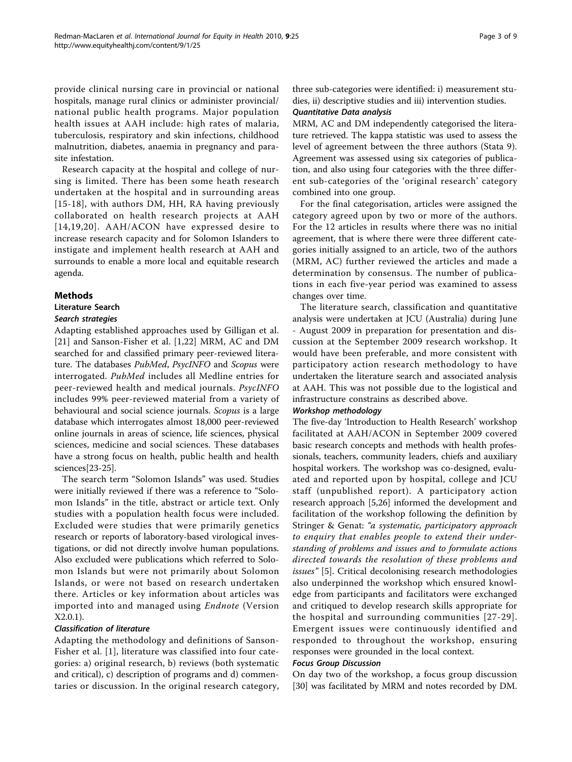provide clinical nursing care in provincial or national hospitals, manage rural clinics or administer provincial/national public health programs. Major population health issues at AAH include: high rates of malaria, tuberculosis, respiratory and skin infections, childhood malnutrition, diabetes, anaemia in pregnancy and parasite infestation.

Research capacity at the hospital and college of nursing is limited. There has been some heath research undertaken at the hospital and in surrounding areas [15-18], with authors DM, HH, RA having previously collaborated on health research projects at AAH [14,19,20]. AAH/ACON have expressed desire to increase research capacity and for Solomon Islanders to instigate and implement health research at AAH and surrounds to enable a more local and equitable research agenda.

## Methods

### Literature Search

#### *Search strategies*

Adapting established approaches used by Gilligan et al. [21] and Sanson-Fisher et al. [1,22] MRM, AC and DM searched for and classified primary peer-reviewed literature. The databases *PubMed*, *PsycINFO* and *Scopus* were interrogated. *PubMed* includes all Medline entries for peer-reviewed health and medical journals. *PsycINFO* includes 99% peer-reviewed material from a variety of behavioural and social science journals. *Scopus* is a large database which interrogates almost 18,000 peer-reviewed online journals in areas of science, life sciences, physical sciences, medicine and social sciences. These databases have a strong focus on health, public health and health sciences[23-25].

The search term "Solomon Islands" was used. Studies were initially reviewed if there was a reference to "Solomon Islands" in the title, abstract or article text. Only studies with a population health focus were included. Excluded were studies that were primarily genetics research or reports of laboratory-based virological investigations, or did not directly involve human populations. Also excluded were publications which referred to Solomon Islands but were not primarily about Solomon Islands, or were not based on research undertaken there. Articles or key information about articles was imported into and managed using *Endnote* (Version X2.0.1).

#### *Classification of literature*

Adapting the methodology and definitions of Sanson-Fisher et al. [1], literature was classified into four categories: a) original research, b) reviews (both systematic and critical), c) description of programs and d) commentaries or discussion. In the original research category, three sub-categories were identified: i) measurement studies, ii) descriptive studies and iii) intervention studies.

#### *Quantitative Data analysis*

MRM, AC and DM independently categorised the literature retrieved. The kappa statistic was used to assess the level of agreement between the three authors (Stata 9). Agreement was assessed using six categories of publication, and also using four categories with the three different sub-categories of the 'original research' category combined into one group.

For the final categorisation, articles were assigned the category agreed upon by two or more of the authors. For the 12 articles in results where there was no initial agreement, that is where there were three different categories initially assigned to an article, two of the authors (MRM, AC) further reviewed the articles and made a determination by consensus. The number of publications in each five-year period was examined to assess changes over time.

The literature search, classification and quantitative analysis were undertaken at JCU (Australia) during June - August 2009 in preparation for presentation and discussion at the September 2009 research workshop. It would have been preferable, and more consistent with participatory action research methodology to have undertaken the literature search and associated analysis at AAH. This was not possible due to the logistical and infrastructure constrains as described above.

#### *Workshop methodology*

The five-day 'Introduction to Health Research' workshop facilitated at AAH/ACON in September 2009 covered basic research concepts and methods with health professionals, teachers, community leaders, chiefs and auxiliary hospital workers. The workshop was co-designed, evaluated and reported upon by hospital, college and JCU staff (unpublished report). A participatory action research approach [5,26] informed the development and facilitation of the workshop following the definition by Stringer & Genat: *"a systematic, participatory approach to enquiry that enables people to extend their understanding of problems and issues and to formulate actions directed towards the resolution of these problems and issues"* [5]. Critical decolonising research methodologies also underpinned the workshop which ensured knowledge from participants and facilitators were exchanged and critiqued to develop research skills appropriate for the hospital and surrounding communities [27-29]. Emergent issues were continuously identified and responded to throughout the workshop, ensuring responses were grounded in the local context.

#### *Focus Group Discussion*

On day two of the workshop, a focus group discussion [30] was facilitated by MRM and notes recorded by DM.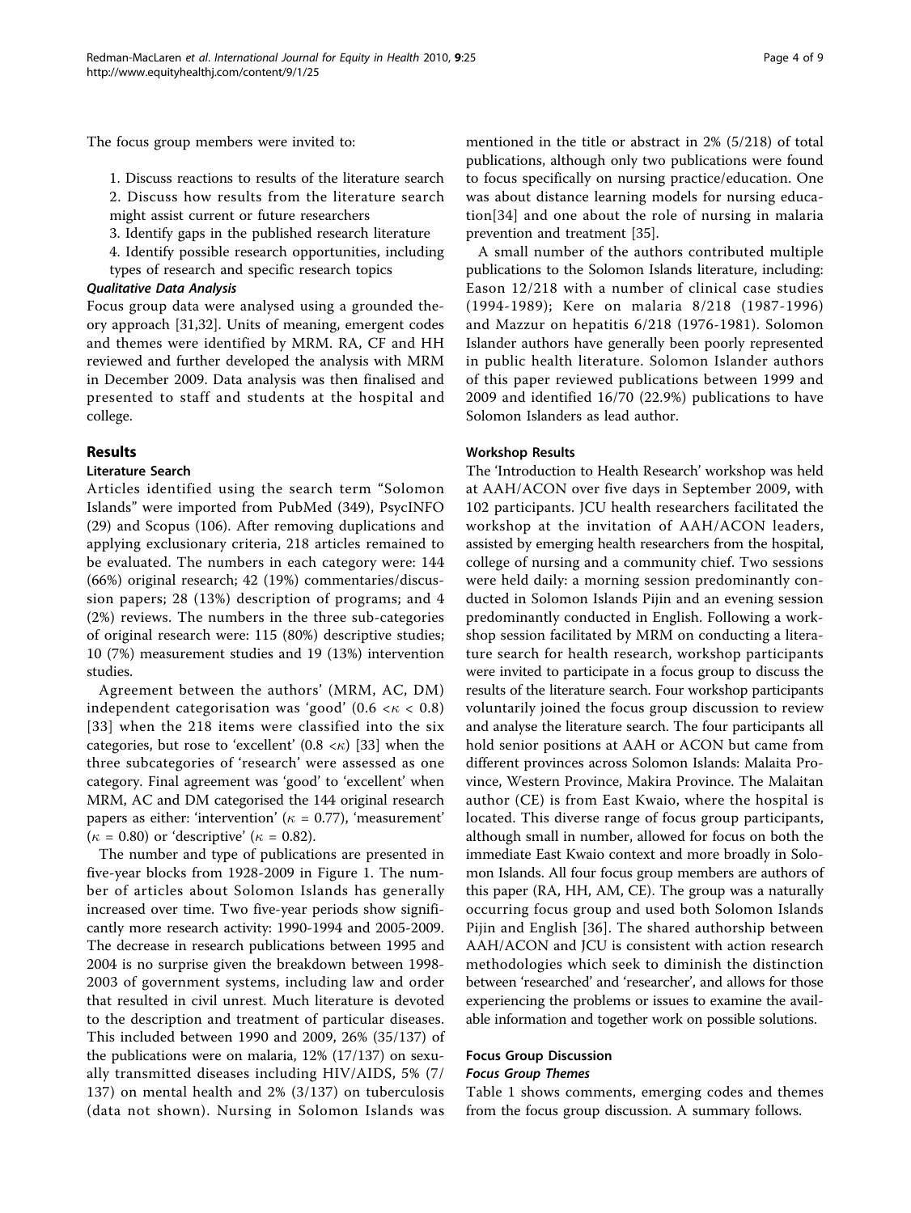The focus group members were invited to:

1. Discuss reactions to results of the literature search
2. Discuss how results from the literature search might assist current or future researchers
3. Identify gaps in the published research literature
4. Identify possible research opportunities, including types of research and specific research topics

#### *Qualitative Data Analysis*

Focus group data were analysed using a grounded theory approach [31,32]. Units of meaning, emergent codes and themes were identified by MRM. RA, CF and HH reviewed and further developed the analysis with MRM in December 2009. Data analysis was then finalised and presented to staff and students at the hospital and college.

## Results

### Literature Search

Articles identified using the search term "Solomon Islands" were imported from PubMed (349), PsycINFO (29) and Scopus (106). After removing duplications and applying exclusionary criteria, 218 articles remained to be evaluated. The numbers in each category were: 144 (66%) original research; 42 (19%) commentaries/discussion papers; 28 (13%) description of programs; and 4 (2%) reviews. The numbers in the three sub-categories of original research were: 115 (80%) descriptive studies; 10 (7%) measurement studies and 19 (13%) intervention studies.

Agreement between the authors' (MRM, AC, DM) independent categorisation was 'good' ($0.6 < \kappa < 0.8$) [33] when the 218 items were classified into the six categories, but rose to 'excellent' ($0.8 < \kappa$) [33] when the three subcategories of 'research' were assessed as one category. Final agreement was 'good' to 'excellent' when MRM, AC and DM categorised the 144 original research papers as either: 'intervention' ($\kappa$ = 0.77), 'measurement' ($\kappa$ = 0.80) or 'descriptive' ($\kappa$ = 0.82).

The number and type of publications are presented in five-year blocks from 1928-2009 in Figure 1. The number of articles about Solomon Islands has generally increased over time. Two five-year periods show significantly more research activity: 1990-1994 and 2005-2009. The decrease in research publications between 1995 and 2004 is no surprise given the breakdown between 1998-2003 of government systems, including law and order that resulted in civil unrest. Much literature is devoted to the description and treatment of particular diseases. This included between 1990 and 2009, 26% (35/137) of the publications were on malaria, 12% (17/137) on sexually transmitted diseases including HIV/AIDS, 5% (7/137) on mental health and 2% (3/137) on tuberculosis (data not shown). Nursing in Solomon Islands was mentioned in the title or abstract in 2% (5/218) of total publications, although only two publications were found to focus specifically on nursing practice/education. One was about distance learning models for nursing education[34] and one about the role of nursing in malaria prevention and treatment [35].

A small number of the authors contributed multiple publications to the Solomon Islands literature, including: Eason 12/218 with a number of clinical case studies (1994-1989); Kere on malaria 8/218 (1987-1996) and Mazzur on hepatitis 6/218 (1976-1981). Solomon Islander authors have generally been poorly represented in public health literature. Solomon Islander authors of this paper reviewed publications between 1999 and 2009 and identified 16/70 (22.9%) publications to have Solomon Islanders as lead author.

### Workshop Results

The 'Introduction to Health Research' workshop was held at AAH/ACON over five days in September 2009, with 102 participants. JCU health researchers facilitated the workshop at the invitation of AAH/ACON leaders, assisted by emerging health researchers from the hospital, college of nursing and a community chief. Two sessions were held daily: a morning session predominantly conducted in Solomon Islands Pijin and an evening session predominantly conducted in English. Following a workshop session facilitated by MRM on conducting a literature search for health research, workshop participants were invited to participate in a focus group to discuss the results of the literature search. Four workshop participants voluntarily joined the focus group discussion to review and analyse the literature search. The four participants all hold senior positions at AAH or ACON but came from different provinces across Solomon Islands: Malaita Province, Western Province, Makira Province. The Malaitan author (CE) is from East Kwaio, where the hospital is located. This diverse range of focus group participants, although small in number, allowed for focus on both the immediate East Kwaio context and more broadly in Solomon Islands. All four focus group members are authors of this paper (RA, HH, AM, CE). The group was a naturally occurring focus group and used both Solomon Islands Pijin and English [36]. The shared authorship between AAH/ACON and JCU is consistent with action research methodologies which seek to diminish the distinction between 'researched' and 'researcher', and allows for those experiencing the problems or issues to examine the available information and together work on possible solutions.

### Focus Group Discussion

#### *Focus Group Themes*

Table 1 shows comments, emerging codes and themes from the focus group discussion. A summary follows.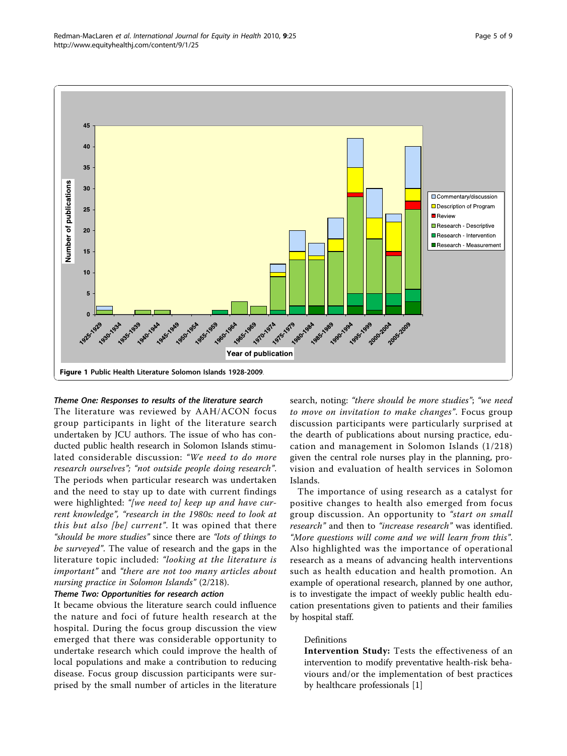Figure 1 Public Health Literature Solomon Islands 1928-2009.

#### *Theme One: Responses to results of the literature search*

The literature was reviewed by AAH/ACON focus group participants in light of the literature search undertaken by JCU authors. The issue of who has conducted public health research in Solomon Islands stimulated considerable discussion: *"We need to do more research ourselves"*; *"not outside people doing research"*. The periods when particular research was undertaken and the need to stay up to date with current findings were highlighted: *"[we need to] keep up and have current knowledge"*, *"research in the 1980s: need to look at this but also [be] current"*. It was opined that there *"should be more studies"* since there are *"lots of things to be surveyed"*. The value of research and the gaps in the literature topic included: *"looking at the literature is important"* and *"there are not too many articles about nursing practice in Solomon Islands"* (2/218).

#### *Theme Two: Opportunities for research action*

It became obvious the literature search could influence the nature and foci of future health research at the hospital. During the focus group discussion the view emerged that there was considerable opportunity to undertake research which could improve the health of local populations and make a contribution to reducing disease. Focus group discussion participants were surprised by the small number of articles in the literature search, noting: *"there should be more studies"*; *"we need to move on invitation to make changes"*. Focus group discussion participants were particularly surprised at the dearth of publications about nursing practice, education and management in Solomon Islands (1/218) given the central role nurses play in the planning, provision and evaluation of health services in Solomon Islands.

The importance of using research as a catalyst for positive changes to health also emerged from focus group discussion. An opportunity to *"start on small research"* and then to *"increase research"* was identified. *"More questions will come and we will learn from this"*. Also highlighted was the importance of operational research as a means of advancing health interventions such as health education and health promotion. An example of operational research, planned by one author, is to investigate the impact of weekly public health education presentations given to patients and their families by hospital staff.

Definitions

**Intervention Study:** Tests the effectiveness of an intervention to modify preventative health-risk behaviours and/or the implementation of best practices by healthcare professionals [1]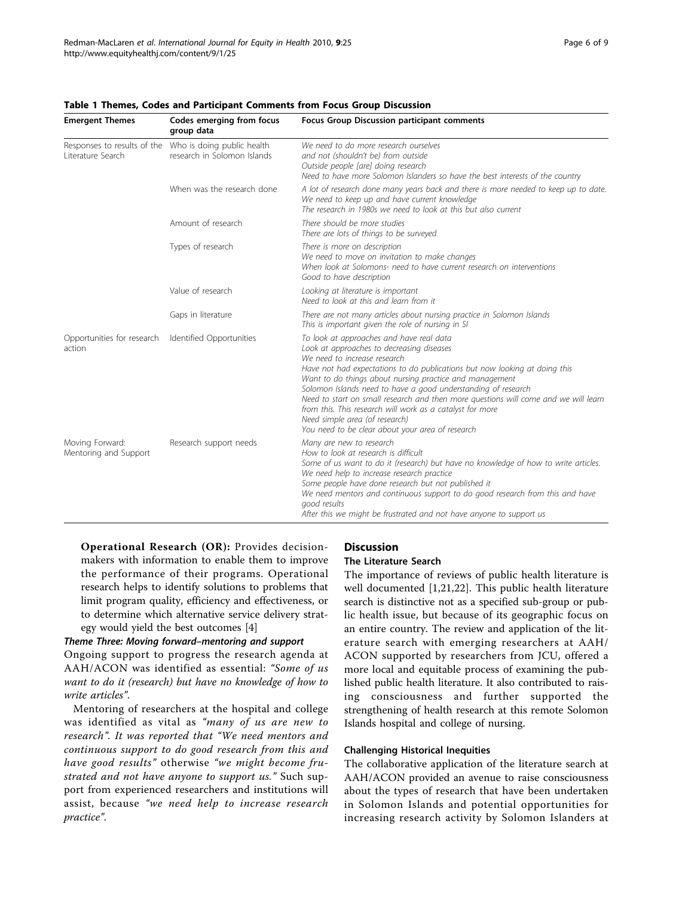**Table 1 Themes, Codes and Participant Comments from Focus Group Discussion**

| Emergent Themes | Codes emerging from focus group data | Focus Group Discussion participant comments |
|---|---|---|
| Responses to results of the Literature Search | Who is doing public health research in Solomon Islands | *We need to do more research ourselves*<br>*and not (shouldn't be) from outside*<br>*Outside people [are] doing research*<br>*Need to have more Solomon Islanders so have the best interests of the country* |
| | When was the research done | *A lot of research done many years back and there is more needed to keep up to date.*<br>*We need to keep up and have current knowledge*<br>*The research in 1980s we need to look at this but also current* |
| | Amount of research | *There should be more studies*<br>*There are lots of things to be surveyed* |
| | Types of research | *There is more on description*<br>*We need to move on invitation to make changes*<br>*When look at Solomons- need to have current research on interventions*<br>*Good to have description* |
| | Value of research | *Looking at literature is important*<br>*Need to look at this and learn from it* |
| | Gaps in literature | *There are not many articles about nursing practice in Solomon Islands*<br>*This is important given the role of nursing in SI* |
| Opportunities for research action | Identified Opportunities | *To look at approaches and have real data*<br>*Look at approaches to decreasing diseases*<br>*We need to increase research*<br>*Have not had expectations to do publications but now looking at doing this*<br>*Want to do things about nursing practice and management*<br>*Solomon Islands need to have a good understanding of research*<br>*Need to start on small research and then more questions will come and we will learn from this. This research will work as a catalyst for more*<br>*Need simple area (of research)*<br>*You need to be clear about your area of research* |
| Moving Forward: Mentoring and Support | Research support needs | *Many are new to research*<br>*How to look at research is difficult*<br>*Some of us want to do it (research) but have no knowledge of how to write articles.*<br>*We need help to increase research practice*<br>*Some people have done research but not published it*<br>*We need mentors and continuous support to do good research from this and have good results*<br>*After this we might be frustrated and not have anyone to support us* |

**Operational Research (OR):** Provides decision-makers with information to enable them to improve the performance of their programs. Operational research helps to identify solutions to problems that limit program quality, efficiency and effectiveness, or to determine which alternative service delivery strategy would yield the best outcomes [4]

#### *Theme Three: Moving forward–mentoring and support*

Ongoing support to progress the research agenda at AAH/ACON was identified as essential: *"Some of us want to do it (research) but have no knowledge of how to write articles"*.

Mentoring of researchers at the hospital and college was identified as vital as *"many of us are new to research". It was reported that "We need mentors and continuous support to do good research from this and have good results"* otherwise *"we might become frustrated and not have anyone to support us."* Such support from experienced researchers and institutions will assist, because *"we need help to increase research practice"*.

## Discussion

### The Literature Search

The importance of reviews of public health literature is well documented [1,21,22]. This public health literature search is distinctive not as a specified sub-group or public health issue, but because of its geographic focus on an entire country. The review and application of the literature search with emerging researchers at AAH/ACON supported by researchers from JCU, offered a more local and equitable process of examining the published public health literature. It also contributed to raising consciousness and further supported the strengthening of health research at this remote Solomon Islands hospital and college of nursing.

### Challenging Historical Inequities

The collaborative application of the literature search at AAH/ACON provided an avenue to raise consciousness about the types of research that have been undertaken in Solomon Islands and potential opportunities for increasing research activity by Solomon Islanders at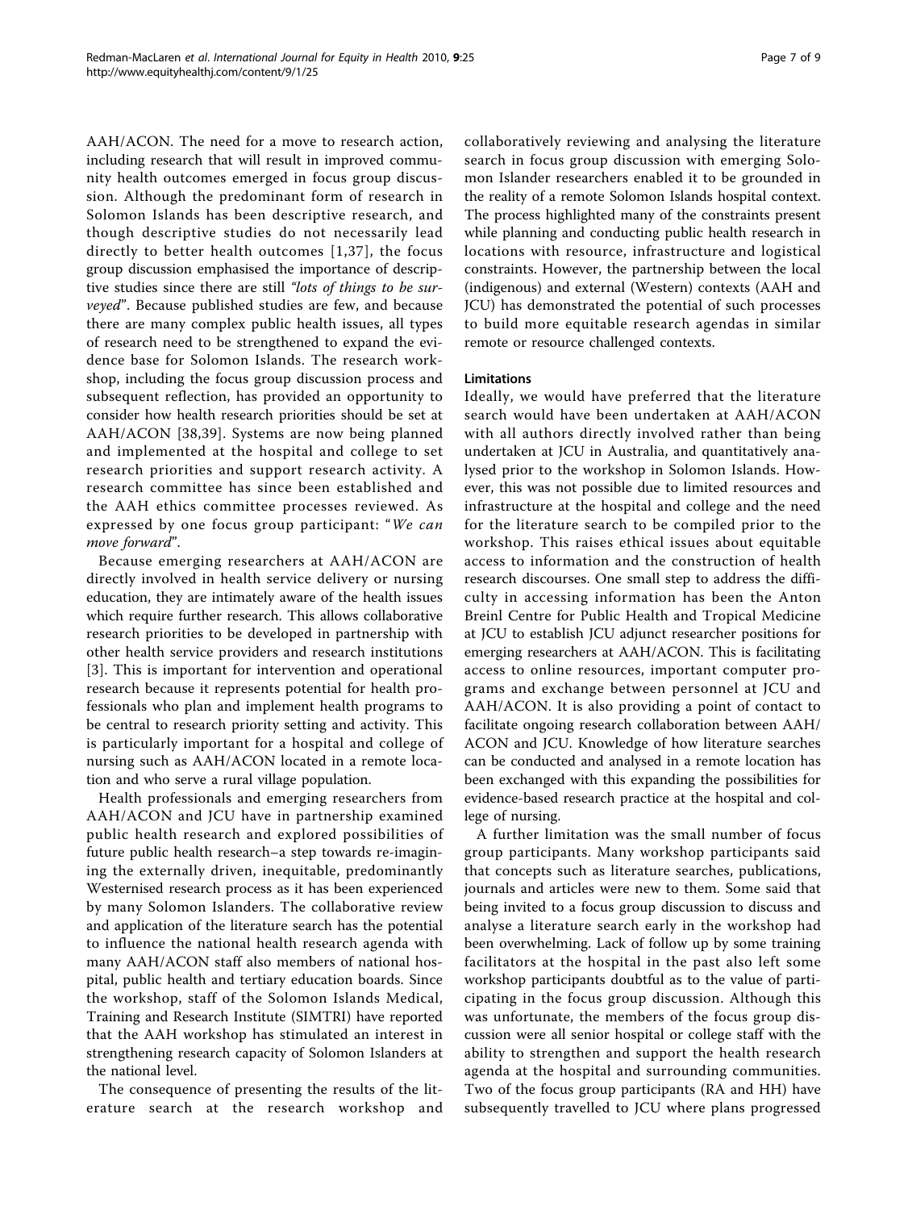AAH/ACON. The need for a move to research action, including research that will result in improved community health outcomes emerged in focus group discussion. Although the predominant form of research in Solomon Islands has been descriptive research, and though descriptive studies do not necessarily lead directly to better health outcomes [1,37], the focus group discussion emphasised the importance of descriptive studies since there are still *"lots of things to be surveyed"*. Because published studies are few, and because there are many complex public health issues, all types of research need to be strengthened to expand the evidence base for Solomon Islands. The research workshop, including the focus group discussion process and subsequent reflection, has provided an opportunity to consider how health research priorities should be set at AAH/ACON [38,39]. Systems are now being planned and implemented at the hospital and college to set research priorities and support research activity. A research committee has since been established and the AAH ethics committee processes reviewed. As expressed by one focus group participant: "*We can move forward*".

Because emerging researchers at AAH/ACON are directly involved in health service delivery or nursing education, they are intimately aware of the health issues which require further research. This allows collaborative research priorities to be developed in partnership with other health service providers and research institutions [3]. This is important for intervention and operational research because it represents potential for health professionals who plan and implement health programs to be central to research priority setting and activity. This is particularly important for a hospital and college of nursing such as AAH/ACON located in a remote location and who serve a rural village population.

Health professionals and emerging researchers from AAH/ACON and JCU have in partnership examined public health research and explored possibilities of future public health research–a step towards re-imagining the externally driven, inequitable, predominantly Westernised research process as it has been experienced by many Solomon Islanders. The collaborative review and application of the literature search has the potential to influence the national health research agenda with many AAH/ACON staff also members of national hospital, public health and tertiary education boards. Since the workshop, staff of the Solomon Islands Medical, Training and Research Institute (SIMTRI) have reported that the AAH workshop has stimulated an interest in strengthening research capacity of Solomon Islanders at the national level.

The consequence of presenting the results of the literature search at the research workshop and collaboratively reviewing and analysing the literature search in focus group discussion with emerging Solomon Islander researchers enabled it to be grounded in the reality of a remote Solomon Islands hospital context. The process highlighted many of the constraints present while planning and conducting public health research in locations with resource, infrastructure and logistical constraints. However, the partnership between the local (indigenous) and external (Western) contexts (AAH and JCU) has demonstrated the potential of such processes to build more equitable research agendas in similar remote or resource challenged contexts.

### Limitations

Ideally, we would have preferred that the literature search would have been undertaken at AAH/ACON with all authors directly involved rather than being undertaken at JCU in Australia, and quantitatively analysed prior to the workshop in Solomon Islands. However, this was not possible due to limited resources and infrastructure at the hospital and college and the need for the literature search to be compiled prior to the workshop. This raises ethical issues about equitable access to information and the construction of health research discourses. One small step to address the difficulty in accessing information has been the Anton Breinl Centre for Public Health and Tropical Medicine at JCU to establish JCU adjunct researcher positions for emerging researchers at AAH/ACON. This is facilitating access to online resources, important computer programs and exchange between personnel at JCU and AAH/ACON. It is also providing a point of contact to facilitate ongoing research collaboration between AAH/ACON and JCU. Knowledge of how literature searches can be conducted and analysed in a remote location has been exchanged with this expanding the possibilities for evidence-based research practice at the hospital and college of nursing.

A further limitation was the small number of focus group participants. Many workshop participants said that concepts such as literature searches, publications, journals and articles were new to them. Some said that being invited to a focus group discussion to discuss and analyse a literature search early in the workshop had been overwhelming. Lack of follow up by some training facilitators at the hospital in the past also left some workshop participants doubtful as to the value of participating in the focus group discussion. Although this was unfortunate, the members of the focus group discussion were all senior hospital or college staff with the ability to strengthen and support the health research agenda at the hospital and surrounding communities. Two of the focus group participants (RA and HH) have subsequently travelled to JCU where plans progressed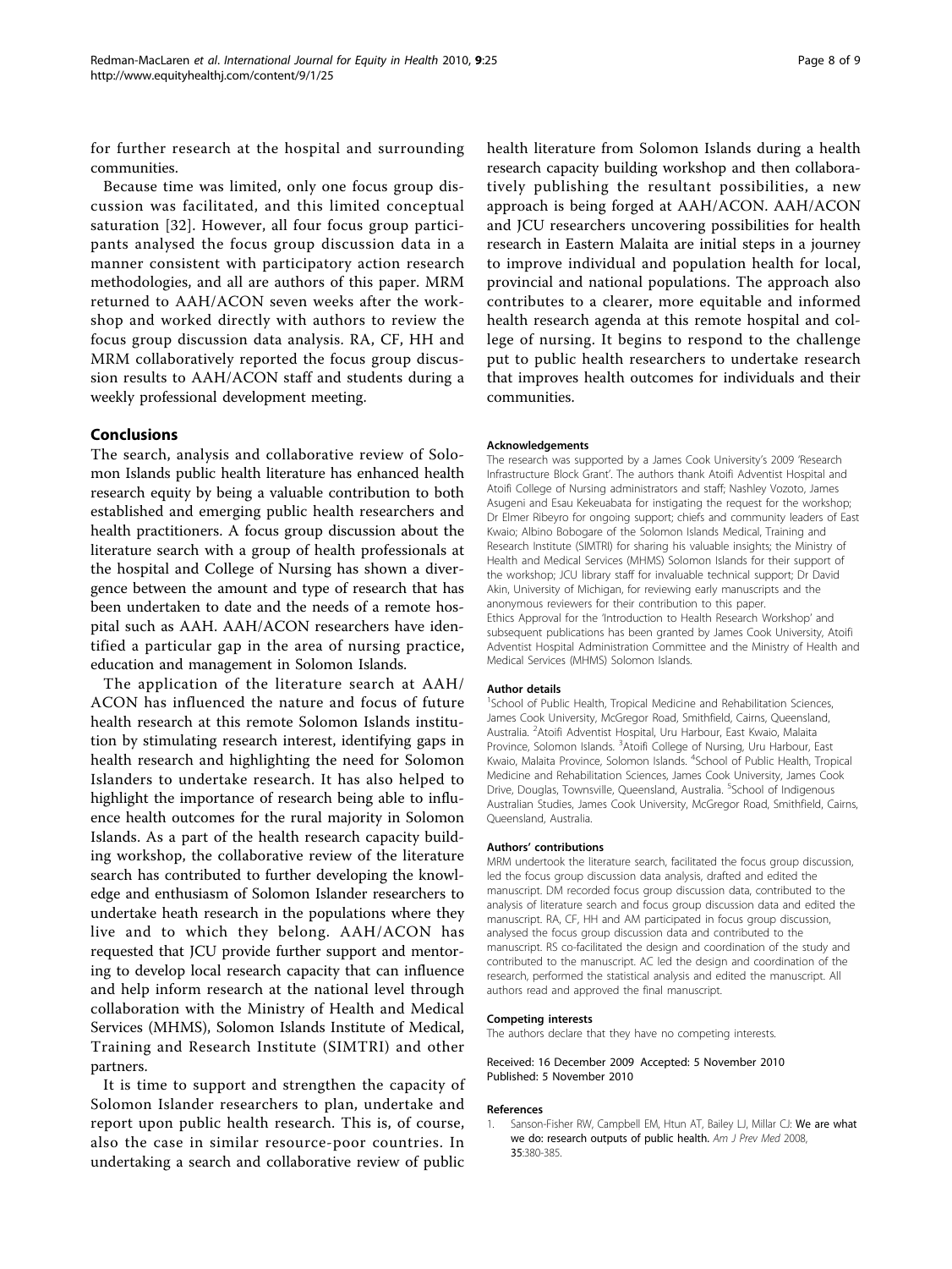for further research at the hospital and surrounding communities.

Because time was limited, only one focus group discussion was facilitated, and this limited conceptual saturation [32]. However, all four focus group participants analysed the focus group discussion data in a manner consistent with participatory action research methodologies, and all are authors of this paper. MRM returned to AAH/ACON seven weeks after the workshop and worked directly with authors to review the focus group discussion data analysis. RA, CF, HH and MRM collaboratively reported the focus group discussion results to AAH/ACON staff and students during a weekly professional development meeting.

## Conclusions

The search, analysis and collaborative review of Solomon Islands public health literature has enhanced health research equity by being a valuable contribution to both established and emerging public health researchers and health practitioners. A focus group discussion about the literature search with a group of health professionals at the hospital and College of Nursing has shown a divergence between the amount and type of research that has been undertaken to date and the needs of a remote hospital such as AAH. AAH/ACON researchers have identified a particular gap in the area of nursing practice, education and management in Solomon Islands.

The application of the literature search at AAH/ACON has influenced the nature and focus of future health research at this remote Solomon Islands institution by stimulating research interest, identifying gaps in health research and highlighting the need for Solomon Islanders to undertake research. It has also helped to highlight the importance of research being able to influence health outcomes for the rural majority in Solomon Islands. As a part of the health research capacity building workshop, the collaborative review of the literature search has contributed to further developing the knowledge and enthusiasm of Solomon Islander researchers to undertake heath research in the populations where they live and to which they belong. AAH/ACON has requested that JCU provide further support and mentoring to develop local research capacity that can influence and help inform research at the national level through collaboration with the Ministry of Health and Medical Services (MHMS), Solomon Islands Institute of Medical, Training and Research Institute (SIMTRI) and other partners.

It is time to support and strengthen the capacity of Solomon Islander researchers to plan, undertake and report upon public health research. This is, of course, also the case in similar resource-poor countries. In undertaking a search and collaborative review of public health literature from Solomon Islands during a health research capacity building workshop and then collaboratively publishing the resultant possibilities, a new approach is being forged at AAH/ACON. AAH/ACON and JCU researchers uncovering possibilities for health research in Eastern Malaita are initial steps in a journey to improve individual and population health for local, provincial and national populations. The approach also contributes to a clearer, more equitable and informed health research agenda at this remote hospital and college of nursing. It begins to respond to the challenge put to public health researchers to undertake research that improves health outcomes for individuals and their communities.

### Acknowledgements

The research was supported by a James Cook University's 2009 'Research Infrastructure Block Grant'. The authors thank Atoifi Adventist Hospital and Atoifi College of Nursing administrators and staff; Nashley Vozoto, James Asugeni and Esau Kekeuabata for instigating the request for the workshop; Dr Elmer Ribeyro for ongoing support; chiefs and community leaders of East Kwaio; Albino Bobogare of the Solomon Islands Medical, Training and Research Institute (SIMTRI) for sharing his valuable insights; the Ministry of Health and Medical Services (MHMS) Solomon Islands for their support of the workshop; JCU library staff for invaluable technical support; Dr David Akin, University of Michigan, for reviewing early manuscripts and the anonymous reviewers for their contribution to this paper.
Ethics Approval for the 'Introduction to Health Research Workshop' and subsequent publications has been granted by James Cook University, Atoifi Adventist Hospital Administration Committee and the Ministry of Health and Medical Services (MHMS) Solomon Islands.

### Author details

[1]School of Public Health, Tropical Medicine and Rehabilitation Sciences, James Cook University, McGregor Road, Smithfield, Cairns, Queensland, Australia. [2]Atoifi Adventist Hospital, Uru Harbour, East Kwaio, Malaita Province, Solomon Islands. [3]Atoifi College of Nursing, Uru Harbour, East Kwaio, Malaita Province, Solomon Islands. [4]School of Public Health, Tropical Medicine and Rehabilitation Sciences, James Cook University, James Cook Drive, Douglas, Townsville, Queensland, Australia. [5]School of Indigenous Australian Studies, James Cook University, McGregor Road, Smithfield, Cairns, Queensland, Australia.

### Authors' contributions

MRM undertook the literature search, facilitated the focus group discussion, led the focus group discussion data analysis, drafted and edited the manuscript. DM recorded focus group discussion data, contributed to the analysis of literature search and focus group discussion data and edited the manuscript. RA, CF, HH and AM participated in focus group discussion, analysed the focus group discussion data and contributed to the manuscript. RS co-facilitated the design and coordination of the study and contributed to the manuscript. AC led the design and coordination of the research, performed the statistical analysis and edited the manuscript. All authors read and approved the final manuscript.

### Competing interests

The authors declare that they have no competing interests.

Received: 16 December 2009 Accepted: 5 November 2010
Published: 5 November 2010

### References

1. Sanson-Fisher RW, Campbell EM, Htun AT, Bailey LJ, Millar CJ: We are what we do: research outputs of public health. *Am J Prev Med* 2008, 35:380-385.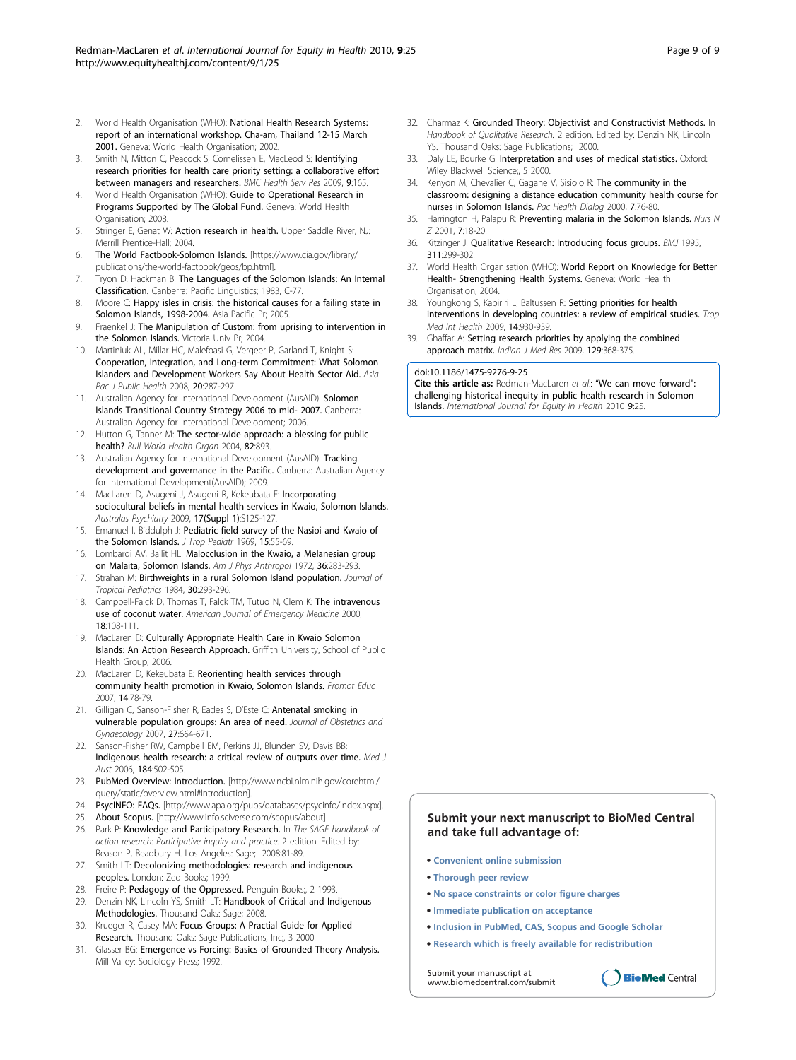2. World Health Organisation (WHO): **National Health Research Systems: report of an international workshop. Cha-am, Thailand 12-15 March 2001.** Geneva: World Health Organisation; 2002.
3. Smith N, Mitton C, Peacock S, Cornelissen E, MacLeod S: **Identifying research priorities for health care priority setting: a collaborative effort between managers and researchers.** *BMC Health Serv Res* 2009, **9**:165.
4. World Health Organisation (WHO): **Guide to Operational Research in Programs Supported by The Global Fund.** Geneva: World Health Organisation; 2008.
5. Stringer E, Genat W: **Action research in health.** Upper Saddle River, NJ: Merrill Prentice-Hall; 2004.
6. **The World Factbook-Solomon Islands.** [https://www.cia.gov/library/publications/the-world-factbook/geos/bp.html].
7. Tryon D, Hackman B: **The Languages of the Solomon Islands: An Internal Classification.** Canberra: Pacific Linguistics; 1983, C-77.
8. Moore C: **Happy isles in crisis: the historical causes for a failing state in Solomon Islands, 1998-2004.** Asia Pacific Pr; 2005.
9. Fraenkel J: **The Manipulation of Custom: from uprising to intervention in the Solomon Islands.** Victoria Univ Pr; 2004.
10. Martiniuk AL, Millar HC, Malefoasi G, Vergeer P, Garland T, Knight S: **Cooperation, Integration, and Long-term Commitment: What Solomon Islanders and Development Workers Say About Health Sector Aid.** *Asia Pac J Public Health* 2008, **20**:287-297.
11. Australian Agency for International Development (AusAID): **Solomon Islands Transitional Country Strategy 2006 to mid- 2007.** Canberra: Australian Agency for International Development; 2006.
12. Hutton G, Tanner M: **The sector-wide approach: a blessing for public health?** *Bull World Health Organ* 2004, **82**:893.
13. Australian Agency for International Development (AusAID): **Tracking development and governance in the Pacific.** Canberra: Australian Agency for International Development(AusAID); 2009.
14. MacLaren D, Asugeni J, Asugeni R, Kekeubata E: **Incorporating sociocultural beliefs in mental health services in Kwaio, Solomon Islands.** *Australas Psychiatry* 2009, **17(Suppl 1)**:S125-127.
15. Emanuel I, Biddulph J: **Pediatric field survey of the Nasioi and Kwaio of the Solomon Islands.** *J Trop Pediatr* 1969, **15**:55-69.
16. Lombardi AV, Bailit HL: **Malocclusion in the Kwaio, a Melanesian group on Malaita, Solomon Islands.** *Am J Phys Anthropol* 1972, **36**:283-293.
17. Strahan M: **Birthweights in a rural Solomon Island population.** *Journal of Tropical Pediatrics* 1984, **30**:293-296.
18. Campbell-Falck D, Thomas T, Falck TM, Tutuo N, Clem K: **The intravenous use of coconut water.** *American Journal of Emergency Medicine* 2000, **18**:108-111.
19. MacLaren D: **Culturally Appropriate Health Care in Kwaio Solomon Islands: An Action Research Approach.** Griffith University, School of Public Health Group; 2006.
20. MacLaren D, Kekeubata E: **Reorienting health services through community health promotion in Kwaio, Solomon Islands.** *Promot Educ* 2007, **14**:78-79.
21. Gilligan C, Sanson-Fisher R, Eades S, D'Este C: **Antenatal smoking in vulnerable population groups: An area of need.** *Journal of Obstetrics and Gynaecology* 2007, **27**:664-671.
22. Sanson-Fisher RW, Campbell EM, Perkins JJ, Blunden SV, Davis BB: **Indigenous health research: a critical review of outputs over time.** *Med J Aust* 2006, **184**:502-505.
23. **PubMed Overview: Introduction.** [http://www.ncbi.nlm.nih.gov/corehtml/query/static/overview.html#Introduction].
24. **PsycINFO: FAQs.** [http://www.apa.org/pubs/databases/psycinfo/index.aspx].
25. **About Scopus.** [http://www.info.sciverse.com/scopus/about].
26. Park P: **Knowledge and Participatory Research.** In *The SAGE handbook of action research: Participative inquiry and practice.* 2 edition. Edited by: Reason P, Beadbury H. Los Angeles: Sage; 2008:81-89.
27. Smith LT: **Decolonizing methodologies: research and indigenous peoples.** London: Zed Books; 1999.
28. Freire P: **Pedagogy of the Oppressed.** Penguin Books;, 2 1993.
29. Denzin NK, Lincoln YS, Smith LT: **Handbook of Critical and Indigenous Methodologies.** Thousand Oaks: Sage; 2008.
30. Krueger R, Casey MA: **Focus Groups: A Practial Guide for Applied Research.** Thousand Oaks: Sage Publications, Inc;, 3 2000.
31. Glasser BG: **Emergence vs Forcing: Basics of Grounded Theory Analysis.** Mill Valley: Sociology Press; 1992.
32. Charmaz K: **Grounded Theory: Objectivist and Constructivist Methods.** In *Handbook of Qualitative Research.* 2 edition. Edited by: Denzin NK, Lincoln YS. Thousand Oaks: Sage Publications; 2000.
33. Daly LE, Bourke G: **Interpretation and uses of medical statistics.** Oxford: Wiley Blackwell Science;, 5 2000.
34. Kenyon M, Chevalier C, Gagahe V, Sisiolo R: **The community in the classroom: designing a distance education community health course for nurses in Solomon Islands.** *Pac Health Dialog* 2000, **7**:76-80.
35. Harrington H, Palapu R: **Preventing malaria in the Solomon Islands.** *Nurs N Z* 2001, **7**:18-20.
36. Kitzinger J: **Qualitative Research: Introducing focus groups.** *BMJ* 1995, **311**:299-302.
37. World Health Organisation (WHO): **World Report on Knowledge for Better Health- Strengthening Health Systems.** Geneva: World Helalth Organisation; 2004.
38. Youngkong S, Kapiriri L, Baltussen R: **Setting priorities for health interventions in developing countries: a review of empirical studies.** *Trop Med Int Health* 2009, **14**:930-939.
39. Ghaffar A: **Setting research priorities by applying the combined approach matrix.** *Indian J Med Res* 2009, **129**:368-375.

doi:10.1186/1475-9276-9-25
**Cite this article as:** Redman-MacLaren *et al.*: "We can move forward": challenging historical inequity in public health research in Solomon Islands. *International Journal for Equity in Health* 2010 **9**:25.

**Submit your next manuscript to BioMed Central and take full advantage of:**

- Convenient online submission
- Thorough peer review
- No space constraints or color figure charges
- Immediate publication on acceptance
- Inclusion in PubMed, CAS, Scopus and Google Scholar
- Research which is freely available for redistribution

Submit your manuscript at
www.biomedcentral.com/submit

BioMed Central